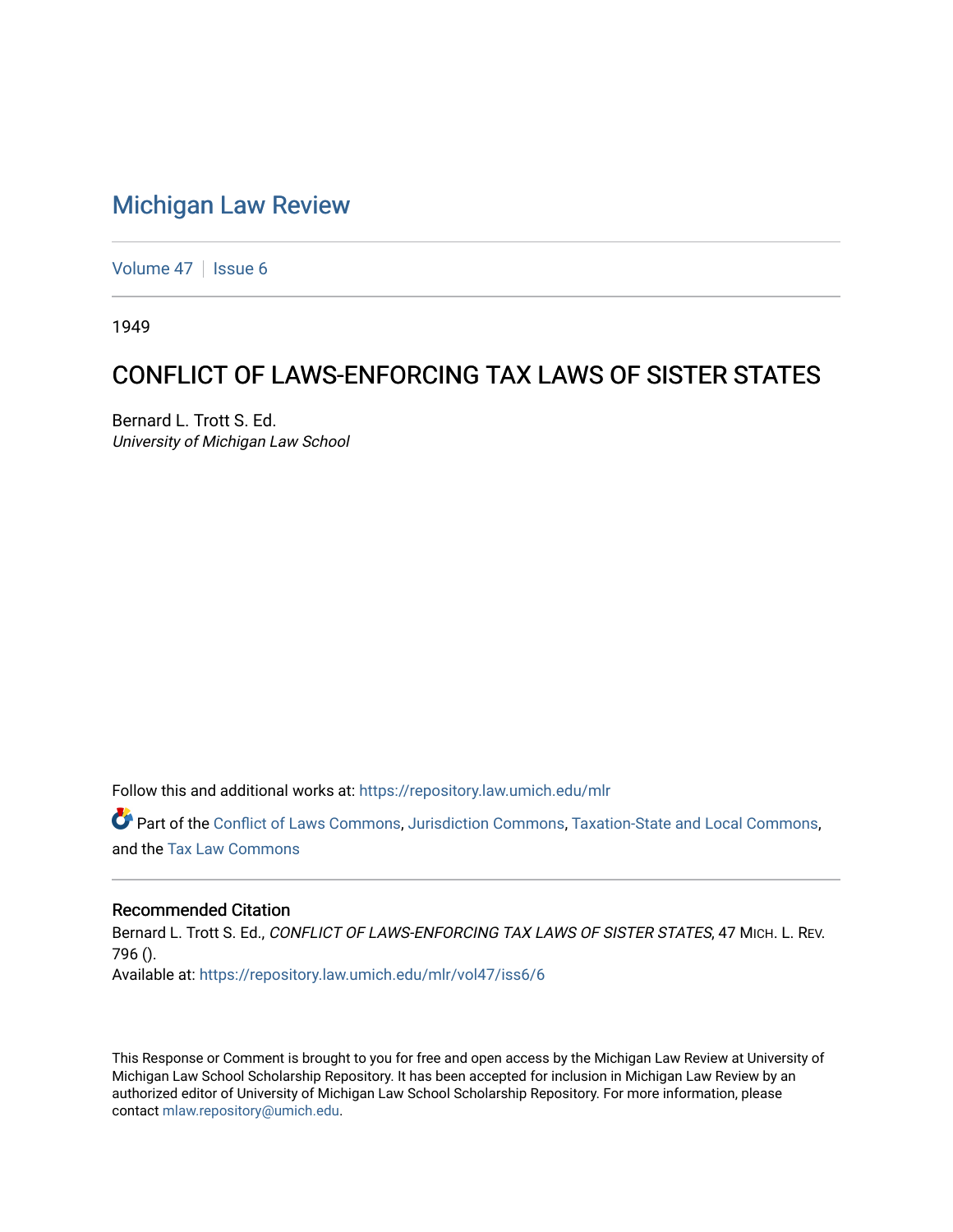# Michigan Law Review

Volume 47 | Issue 6

1949

## CONFLICT OF LAWS-ENFORCING TAX LAWS OF SISTER STATES

Bernard L. Trott S. Ed.
*University of Michigan Law School*

Follow this and additional works at: https://repository.law.umich.edu/mlr

Part of the Conflict of Laws Commons, Jurisdiction Commons, Taxation-State and Local Commons, and the Tax Law Commons

### Recommended Citation

Bernard L. Trott S. Ed., *CONFLICT OF LAWS-ENFORCING TAX LAWS OF SISTER STATES*, 47 MICH. L. REV. 796 ().
Available at: https://repository.law.umich.edu/mlr/vol47/iss6/6

This Response or Comment is brought to you for free and open access by the Michigan Law Review at University of Michigan Law School Scholarship Repository. It has been accepted for inclusion in Michigan Law Review by an authorized editor of University of Michigan Law School Scholarship Repository. For more information, please contact mlaw.repository@umich.edu.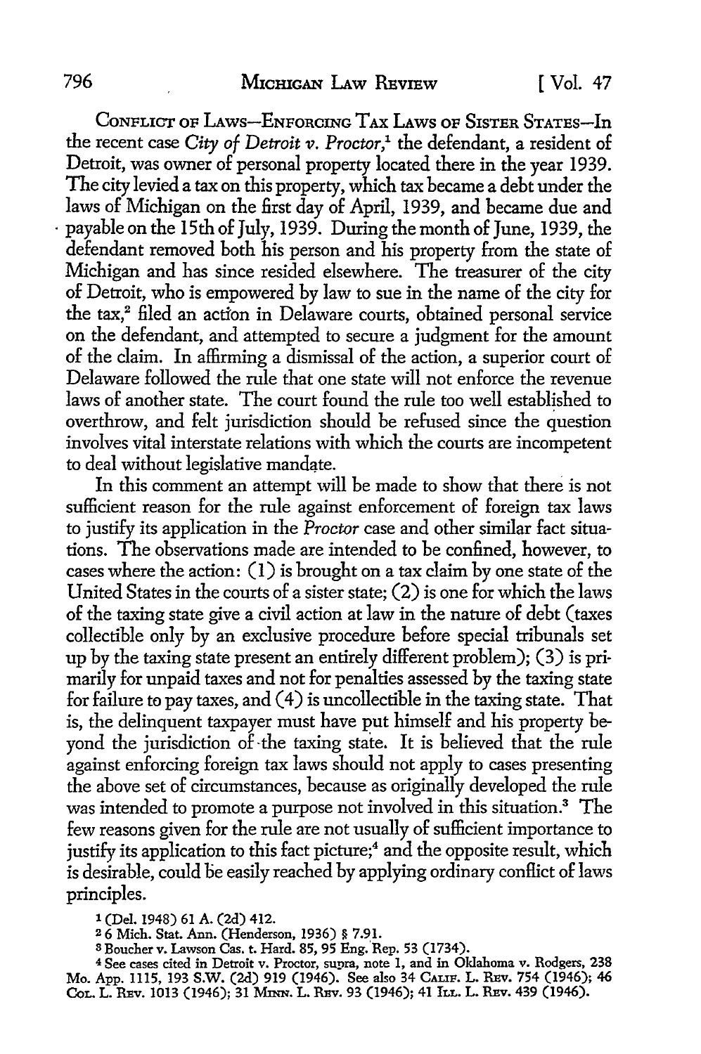CONFLICT OF LAWS—ENFORCING TAX LAWS OF SISTER STATES—In the recent case *City of Detroit v. Proctor*,[1] the defendant, a resident of Detroit, was owner of personal property located there in the year 1939. The city levied a tax on this property, which tax became a debt under the laws of Michigan on the first day of April, 1939, and became due and payable on the 15th of July, 1939. During the month of June, 1939, the defendant removed both his person and his property from the state of Michigan and has since resided elsewhere. The treasurer of the city of Detroit, who is empowered by law to sue in the name of the city for the tax,[2] filed an action in Delaware courts, obtained personal service on the defendant, and attempted to secure a judgment for the amount of the claim. In affirming a dismissal of the action, a superior court of Delaware followed the rule that one state will not enforce the revenue laws of another state. The court found the rule too well established to overthrow, and felt jurisdiction should be refused since the question involves vital interstate relations with which the courts are incompetent to deal without legislative mandate.

In this comment an attempt will be made to show that there is not sufficient reason for the rule against enforcement of foreign tax laws to justify its application in the *Proctor* case and other similar fact situations. The observations made are intended to be confined, however, to cases where the action: (1) is brought on a tax claim by one state of the United States in the courts of a sister state; (2) is one for which the laws of the taxing state give a civil action at law in the nature of debt (taxes collectible only by an exclusive procedure before special tribunals set up by the taxing state present an entirely different problem); (3) is primarily for unpaid taxes and not for penalties assessed by the taxing state for failure to pay taxes, and (4) is uncollectible in the taxing state. That is, the delinquent taxpayer must have put himself and his property beyond the jurisdiction of the taxing state. It is believed that the rule against enforcing foreign tax laws should not apply to cases presenting the above set of circumstances, because as originally developed the rule was intended to promote a purpose not involved in this situation.[3] The few reasons given for the rule are not usually of sufficient importance to justify its application to this fact picture;[4] and the opposite result, which is desirable, could be easily reached by applying ordinary conflict of laws principles.

[1] (Del. 1948) 61 A. (2d) 412.

[2] 6 Mich. Stat. Ann. (Henderson, 1936) § 7.91.

[3] Boucher v. Lawson Cas. t. Hard. 85, 95 Eng. Rep. 53 (1734).

[4] See cases cited in Detroit v. Proctor, supra, note 1, and in Oklahoma v. Rodgers, 238 Mo. App. 1115, 193 S.W. (2d) 919 (1946). See also 34 CALIF. L. REV. 754 (1946); 46 COL. L. REV. 1013 (1946); 31 MINN. L. REV. 93 (1946); 41 ILL. L. REV. 439 (1946).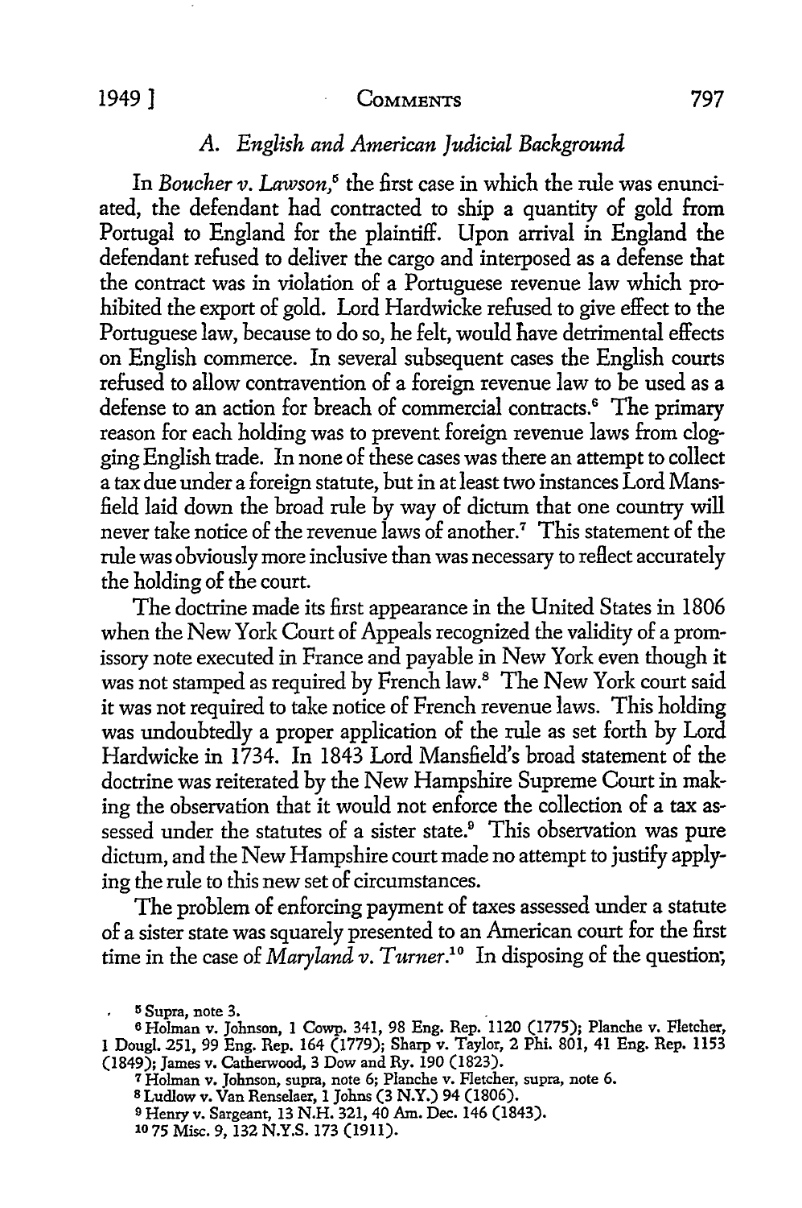### A. English and American Judicial Background

In *Boucher v. Lawson*,[5] the first case in which the rule was enunciated, the defendant had contracted to ship a quantity of gold from Portugal to England for the plaintiff. Upon arrival in England the defendant refused to deliver the cargo and interposed as a defense that the contract was in violation of a Portuguese revenue law which prohibited the export of gold. Lord Hardwicke refused to give effect to the Portuguese law, because to do so, he felt, would have detrimental effects on English commerce. In several subsequent cases the English courts refused to allow contravention of a foreign revenue law to be used as a defense to an action for breach of commercial contracts.[6] The primary reason for each holding was to prevent foreign revenue laws from clogging English trade. In none of these cases was there an attempt to collect a tax due under a foreign statute, but in at least two instances Lord Mansfield laid down the broad rule by way of dictum that one country will never take notice of the revenue laws of another.[7] This statement of the rule was obviously more inclusive than was necessary to reflect accurately the holding of the court.

The doctrine made its first appearance in the United States in 1806 when the New York Court of Appeals recognized the validity of a promissory note executed in France and payable in New York even though it was not stamped as required by French law.[8] The New York court said it was not required to take notice of French revenue laws. This holding was undoubtedly a proper application of the rule as set forth by Lord Hardwicke in 1734. In 1843 Lord Mansfield's broad statement of the doctrine was reiterated by the New Hampshire Supreme Court in making the observation that it would not enforce the collection of a tax assessed under the statutes of a sister state.[9] This observation was pure dictum, and the New Hampshire court made no attempt to justify applying the rule to this new set of circumstances.

The problem of enforcing payment of taxes assessed under a statute of a sister state was squarely presented to an American court for the first time in the case of *Maryland v. Turner*.[10] In disposing of the question,

---

[5] Supra, note 3.

[6] Holman v. Johnson, 1 Cowp. 341, 98 Eng. Rep. 1120 (1775); Planche v. Fletcher, 1 Dougl. 251, 99 Eng. Rep. 164 (1779); Sharp v. Taylor, 2 Phi. 801, 41 Eng. Rep. 1153 (1849); James v. Catherwood, 3 Dow and Ry. 190 (1823).

[7] Holman v. Johnson, supra, note 6; Planche v. Fletcher, supra, note 6.

[8] Ludlow v. Van Renselaer, 1 Johns (3 N.Y.) 94 (1806).

[9] Henry v. Sargeant, 13 N.H. 321, 40 Am. Dec. 146 (1843).

[10] 75 Misc. 9, 132 N.Y.S. 173 (1911).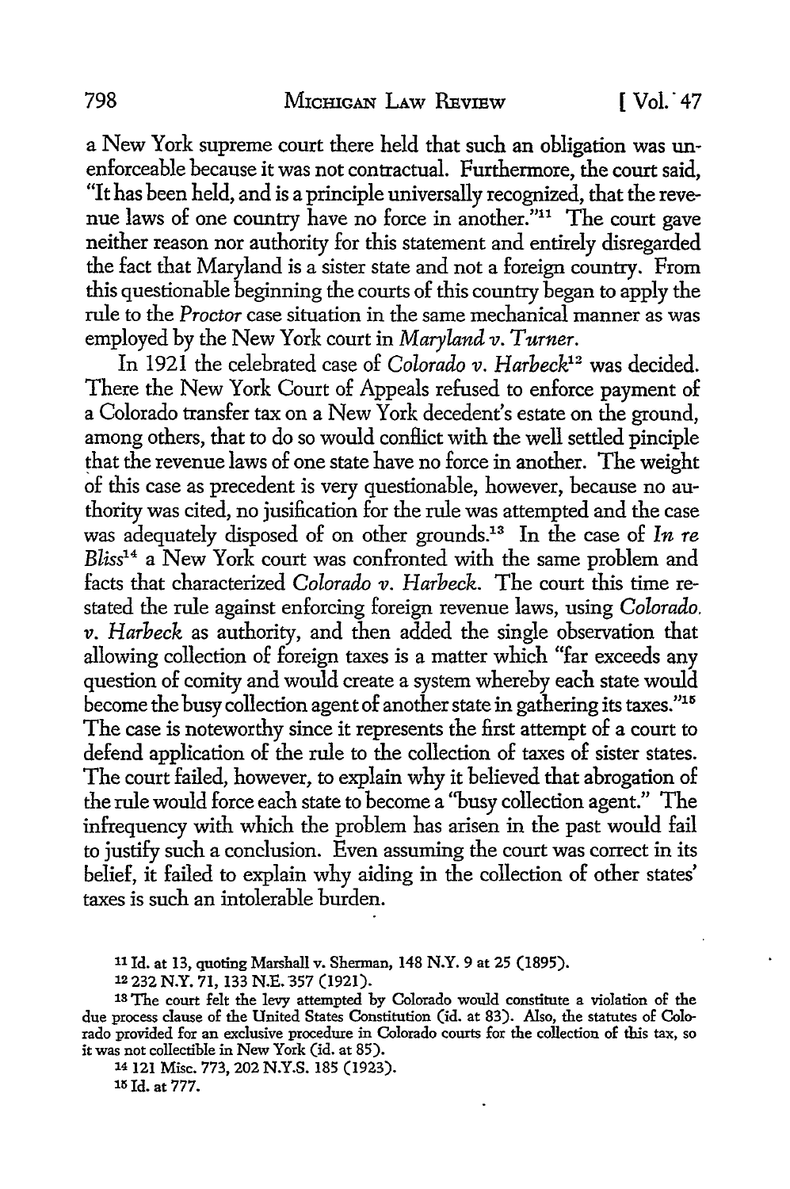a New York supreme court there held that such an obligation was unenforceable because it was not contractual. Furthermore, the court said, "It has been held, and is a principle universally recognized, that the revenue laws of one country have no force in another."[11] The court gave neither reason nor authority for this statement and entirely disregarded the fact that Maryland is a sister state and not a foreign country. From this questionable beginning the courts of this country began to apply the rule to the *Proctor* case situation in the same mechanical manner as was employed by the New York court in *Maryland v. Turner*.

In 1921 the celebrated case of *Colorado v. Harbeck*[12] was decided. There the New York Court of Appeals refused to enforce payment of a Colorado transfer tax on a New York decedent's estate on the ground, among others, that to do so would conflict with the well settled pinciple that the revenue laws of one state have no force in another. The weight of this case as precedent is very questionable, however, because no authority was cited, no jusification for the rule was attempted and the case was adequately disposed of on other grounds.[13] In the case of *In re Bliss*[14] a New York court was confronted with the same problem and facts that characterized *Colorado v. Harbeck*. The court this time restated the rule against enforcing foreign revenue laws, using *Colorado v. Harbeck* as authority, and then added the single observation that allowing collection of foreign taxes is a matter which "far exceeds any question of comity and would create a system whereby each state would become the busy collection agent of another state in gathering its taxes."[15] The case is noteworthy since it represents the first attempt of a court to defend application of the rule to the collection of taxes of sister states. The court failed, however, to explain why it believed that abrogation of the rule would force each state to become a "busy collection agent." The infrequency with which the problem has arisen in the past would fail to justify such a conclusion. Even assuming the court was correct in its belief, it failed to explain why aiding in the collection of other states' taxes is such an intolerable burden.

---

[11] Id. at 13, quoting Marshall v. Sherman, 148 N.Y. 9 at 25 (1895).

[12] 232 N.Y. 71, 133 N.E. 357 (1921).

[13] The court felt the levy attempted by Colorado would constitute a violation of the due process clause of the United States Constitution (id. at 83). Also, the statutes of Colorado provided for an exclusive procedure in Colorado courts for the collection of this tax, so it was not collectible in New York (id. at 85).

[14] 121 Misc. 773, 202 N.Y.S. 185 (1923).

[15] Id. at 777.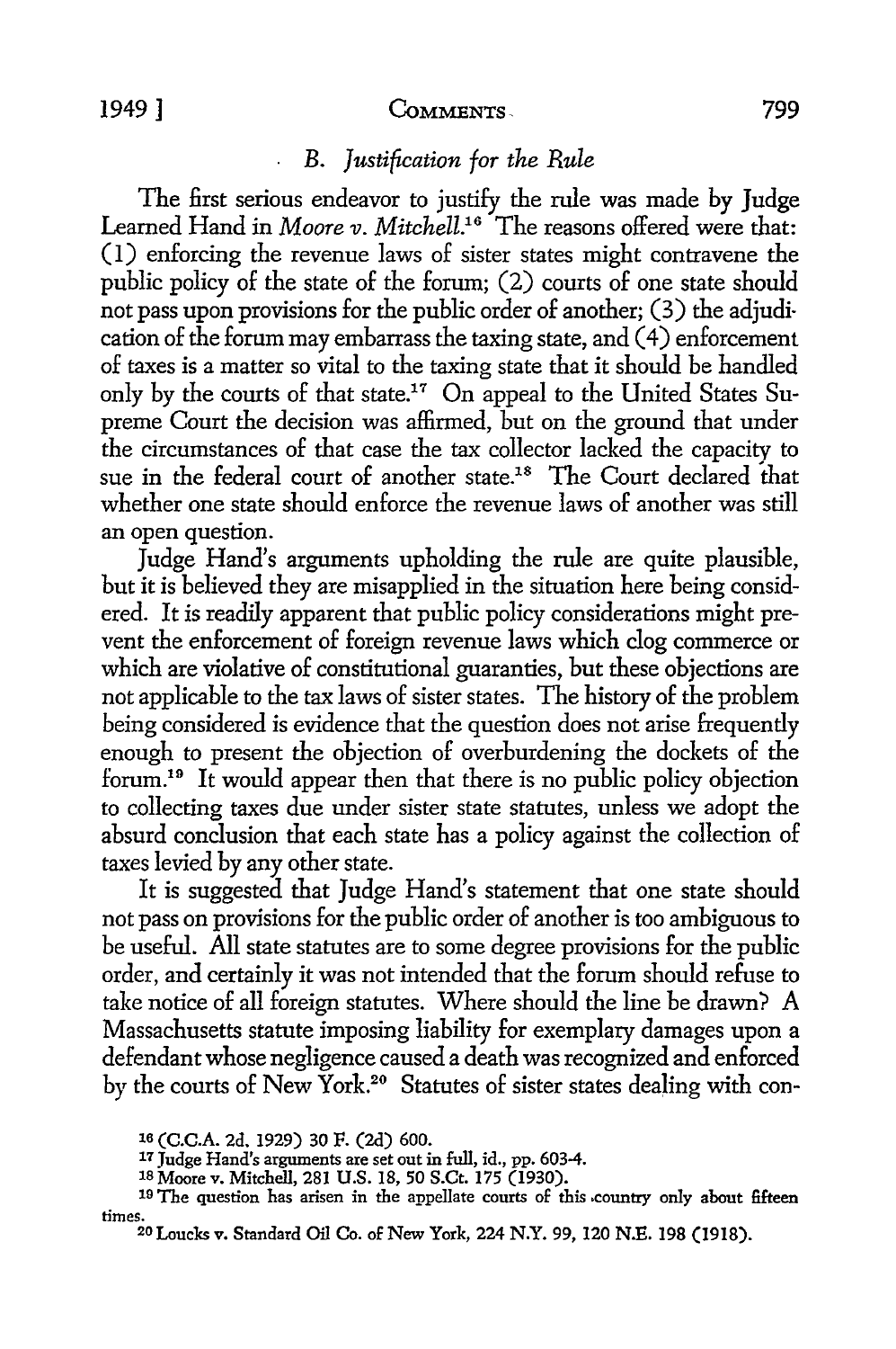### B. *Justification for the Rule*

The first serious endeavor to justify the rule was made by Judge Learned Hand in *Moore v. Mitchell*.[16] The reasons offered were that: (1) enforcing the revenue laws of sister states might contravene the public policy of the state of the forum; (2) courts of one state should not pass upon provisions for the public order of another; (3) the adjudication of the forum may embarrass the taxing state, and (4) enforcement of taxes is a matter so vital to the taxing state that it should be handled only by the courts of that state.[17] On appeal to the United States Supreme Court the decision was affirmed, but on the ground that under the circumstances of that case the tax collector lacked the capacity to sue in the federal court of another state.[18] The Court declared that whether one state should enforce the revenue laws of another was still an open question.

Judge Hand's arguments upholding the rule are quite plausible, but it is believed they are misapplied in the situation here being considered. It is readily apparent that public policy considerations might prevent the enforcement of foreign revenue laws which clog commerce or which are violative of constitutional guaranties, but these objections are not applicable to the tax laws of sister states. The history of the problem being considered is evidence that the question does not arise frequently enough to present the objection of overburdening the dockets of the forum.[19] It would appear then that there is no public policy objection to collecting taxes due under sister state statutes, unless we adopt the absurd conclusion that each state has a policy against the collection of taxes levied by any other state.

It is suggested that Judge Hand's statement that one state should not pass on provisions for the public order of another is too ambiguous to be useful. All state statutes are to some degree provisions for the public order, and certainly it was not intended that the forum should refuse to take notice of all foreign statutes. Where should the line be drawn? A Massachusetts statute imposing liability for exemplary damages upon a defendant whose negligence caused a death was recognized and enforced by the courts of New York.[20] Statutes of sister states dealing with con-

---

[16] (C.C.A. 2d, 1929) 30 F. (2d) 600.

[17] Judge Hand's arguments are set out in full, id., pp. 603-4.

[18] Moore v. Mitchell, 281 U.S. 18, 50 S.Ct. 175 (1930).

[19] The question has arisen in the appellate courts of this country only about fifteen times.

[20] Loucks v. Standard Oil Co. of New York, 224 N.Y. 99, 120 N.E. 198 (1918).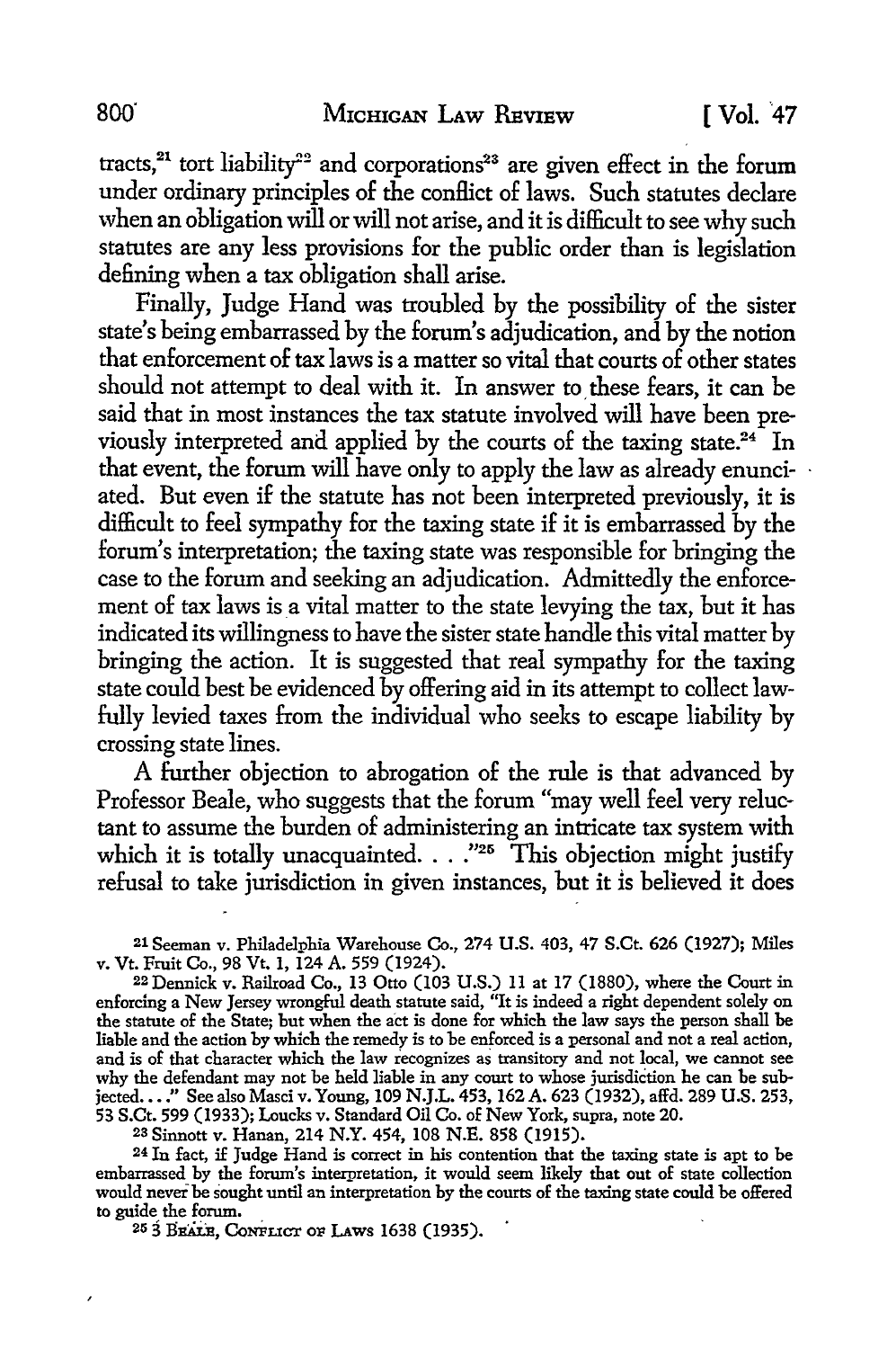tracts,[21] tort liability[22] and corporations[23] are given effect in the forum under ordinary principles of the conflict of laws. Such statutes declare when an obligation will or will not arise, and it is difficult to see why such statutes are any less provisions for the public order than is legislation defining when a tax obligation shall arise.

Finally, Judge Hand was troubled by the possibility of the sister state's being embarrassed by the forum's adjudication, and by the notion that enforcement of tax laws is a matter so vital that courts of other states should not attempt to deal with it. In answer to these fears, it can be said that in most instances the tax statute involved will have been previously interpreted and applied by the courts of the taxing state.[24] In that event, the forum will have only to apply the law as already enunciated. But even if the statute has not been interpreted previously, it is difficult to feel sympathy for the taxing state if it is embarrassed by the forum's interpretation; the taxing state was responsible for bringing the case to the forum and seeking an adjudication. Admittedly the enforcement of tax laws is a vital matter to the state levying the tax, but it has indicated its willingness to have the sister state handle this vital matter by bringing the action. It is suggested that real sympathy for the taxing state could best be evidenced by offering aid in its attempt to collect lawfully levied taxes from the individual who seeks to escape liability by crossing state lines.

A further objection to abrogation of the rule is that advanced by Professor Beale, who suggests that the forum "may well feel very reluctant to assume the burden of administering an intricate tax system with which it is totally unacquainted. . . ."[25] This objection might justify refusal to take jurisdiction in given instances, but it is believed it does

---

[21] Seeman v. Philadelphia Warehouse Co., 274 U.S. 403, 47 S.Ct. 626 (1927); Miles v. Vt. Fruit Co., 98 Vt. 1, 124 A. 559 (1924).

[22] Dennick v. Railroad Co., 13 Otto (103 U.S.) 11 at 17 (1880), where the Court in enforcing a New Jersey wrongful death statute said, "It is indeed a right dependent solely on the statute of the State; but when the act is done for which the law says the person shall be liable and the action by which the remedy is to be enforced is a personal and not a real action, and is of that character which the law recognizes as transitory and not local, we cannot see why the defendant may not be held liable in any court to whose jurisdiction he can be subjected. . . ." See also Masci v. Young, 109 N.J.L. 453, 162 A. 623 (1932), affd. 289 U.S. 253, 53 S.Ct. 599 (1933); Loucks v. Standard Oil Co. of New York, supra, note 20.

[23] Sinnott v. Hanan, 214 N.Y. 454, 108 N.E. 858 (1915).

[24] In fact, if Judge Hand is correct in his contention that the taxing state is apt to be embarrassed by the forum's interpretation, it would seem likely that out of state collection would never be sought until an interpretation by the courts of the taxing state could be offered to guide the forum.

[25] 3 BEALE, CONFLICT OF LAWS 1638 (1935).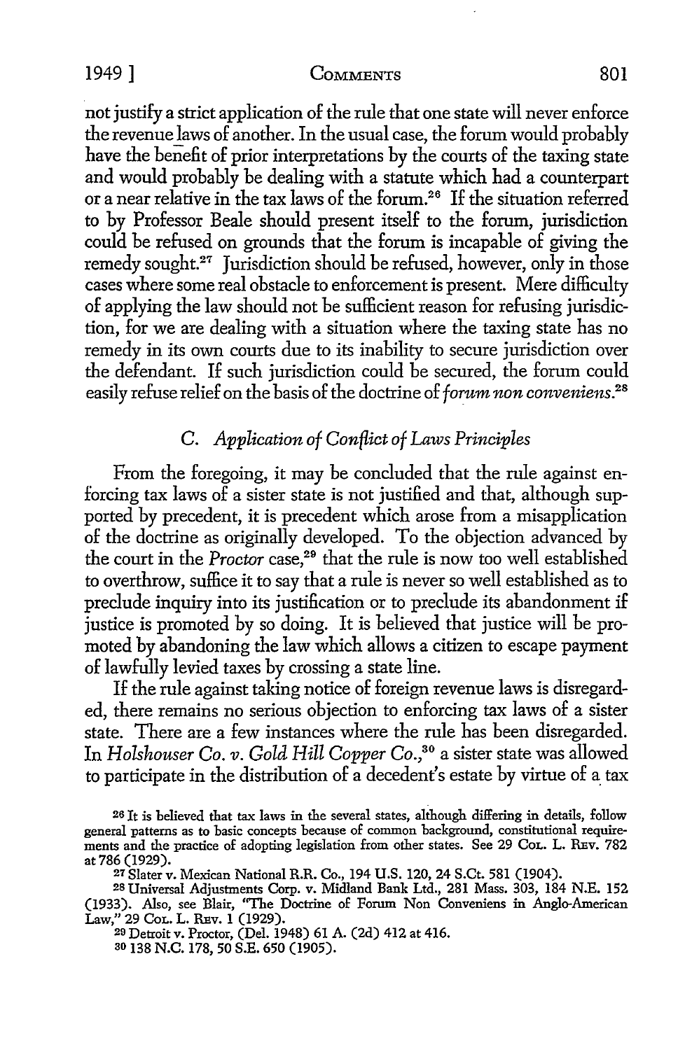not justify a strict application of the rule that one state will never enforce the revenue laws of another. In the usual case, the forum would probably have the benefit of prior interpretations by the courts of the taxing state and would probably be dealing with a statute which had a counterpart or a near relative in the tax laws of the forum.[26] If the situation referred to by Professor Beale should present itself to the forum, jurisdiction could be refused on grounds that the forum is incapable of giving the remedy sought.[27] Jurisdiction should be refused, however, only in those cases where some real obstacle to enforcement is present. Mere difficulty of applying the law should not be sufficient reason for refusing jurisdiction, for we are dealing with a situation where the taxing state has no remedy in its own courts due to its inability to secure jurisdiction over the defendant. If such jurisdiction could be secured, the forum could easily refuse relief on the basis of the doctrine of *forum non conveniens*.[28]

### C. *Application of Conflict of Laws Principles*

From the foregoing, it may be concluded that the rule against enforcing tax laws of a sister state is not justified and that, although supported by precedent, it is precedent which arose from a misapplication of the doctrine as originally developed. To the objection advanced by the court in the *Proctor* case,[29] that the rule is now too well established to overthrow, suffice it to say that a rule is never so well established as to preclude inquiry into its justification or to preclude its abandonment if justice is promoted by so doing. It is believed that justice will be promoted by abandoning the law which allows a citizen to escape payment of lawfully levied taxes by crossing a state line.

If the rule against taking notice of foreign revenue laws is disregarded, there remains no serious objection to enforcing tax laws of a sister state. There are a few instances where the rule has been disregarded. In *Holshouser Co. v. Gold Hill Copper Co.*,[30] a sister state was allowed to participate in the distribution of a decedent's estate by virtue of a tax

---

[26] It is believed that tax laws in the several states, although differing in details, follow general patterns as to basic concepts because of common background, constitutional requirements and the practice of adopting legislation from other states. See 29 Col. L. Rev. 782 at 786 (1929).

[27] Slater v. Mexican National R.R. Co., 194 U.S. 120, 24 S.Ct. 581 (1904).

[28] Universal Adjustments Corp. v. Midland Bank Ltd., 281 Mass. 303, 184 N.E. 152 (1933). Also, see Blair, "The Doctrine of Forum Non Conveniens in Anglo-American Law," 29 Col. L. Rev. 1 (1929).

[29] Detroit v. Proctor, (Del. 1948) 61 A. (2d) 412 at 416.

[30] 138 N.C. 178, 50 S.E. 650 (1905).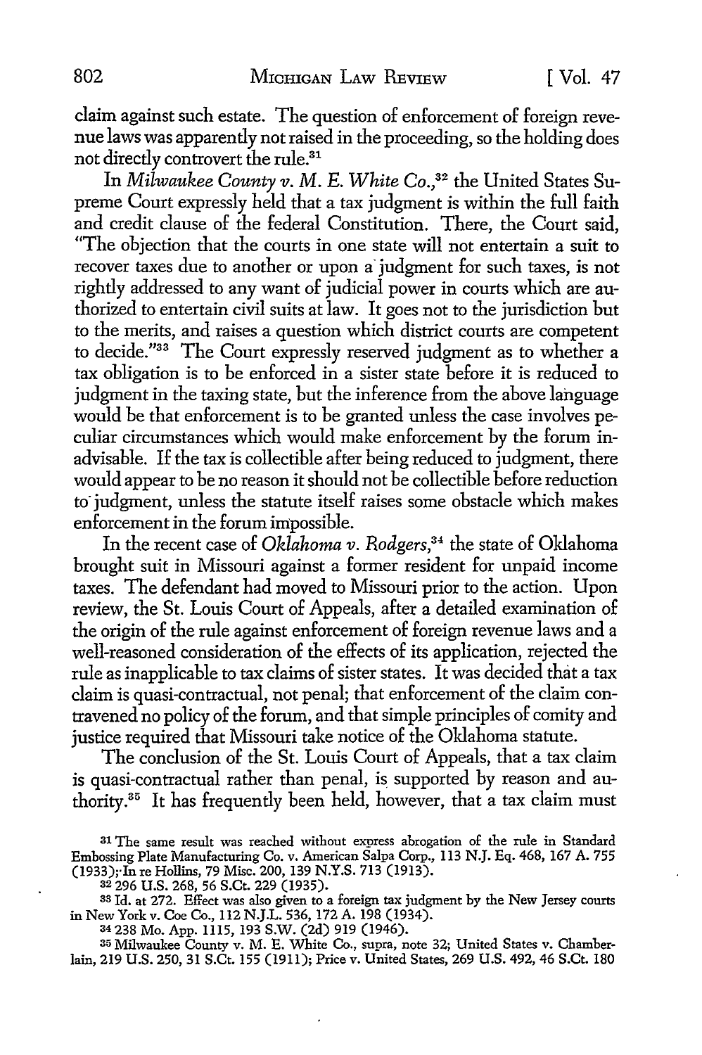claim against such estate. The question of enforcement of foreign revenue laws was apparently not raised in the proceeding, so the holding does not directly controvert the rule.[31]

In *Milwaukee County v. M. E. White Co.*,[32] the United States Supreme Court expressly held that a tax judgment is within the full faith and credit clause of the federal Constitution. There, the Court said, "The objection that the courts in one state will not entertain a suit to recover taxes due to another or upon a judgment for such taxes, is not rightly addressed to any want of judicial power in courts which are authorized to entertain civil suits at law. It goes not to the jurisdiction but to the merits, and raises a question which district courts are competent to decide."[33] The Court expressly reserved judgment as to whether a tax obligation is to be enforced in a sister state before it is reduced to judgment in the taxing state, but the inference from the above language would be that enforcement is to be granted unless the case involves peculiar circumstances which would make enforcement by the forum inadvisable. If the tax is collectible after being reduced to judgment, there would appear to be no reason it should not be collectible before reduction to judgment, unless the statute itself raises some obstacle which makes enforcement in the forum impossible.

In the recent case of *Oklahoma v. Rodgers*,[34] the state of Oklahoma brought suit in Missouri against a former resident for unpaid income taxes. The defendant had moved to Missouri prior to the action. Upon review, the St. Louis Court of Appeals, after a detailed examination of the origin of the rule against enforcement of foreign revenue laws and a well-reasoned consideration of the effects of its application, rejected the rule as inapplicable to tax claims of sister states. It was decided that a tax claim is quasi-contractual, not penal; that enforcement of the claim contravened no policy of the forum, and that simple principles of comity and justice required that Missouri take notice of the Oklahoma statute.

The conclusion of the St. Louis Court of Appeals, that a tax claim is quasi-contractual rather than penal, is supported by reason and authority.[35] It has frequently been held, however, that a tax claim must

---

[31] The same result was reached without express abrogation of the rule in Standard Embossing Plate Manufacturing Co. v. American Salpa Corp., 113 N.J. Eq. 468, 167 A. 755 (1933); In re Hollins, 79 Misc. 200, 139 N.Y.S. 713 (1913).

[32] 296 U.S. 268, 56 S.Ct. 229 (1935).

[33] Id. at 272. Effect was also given to a foreign tax judgment by the New Jersey courts in New York v. Coe Co., 112 N.J.L. 536, 172 A. 198 (1934).

[34] 238 Mo. App. 1115, 193 S.W. (2d) 919 (1946).

[35] Milwaukee County v. M. E. White Co., supra, note 32; United States v. Chamberlain, 219 U.S. 250, 31 S.Ct. 155 (1911); Price v. United States, 269 U.S. 492, 46 S.Ct. 180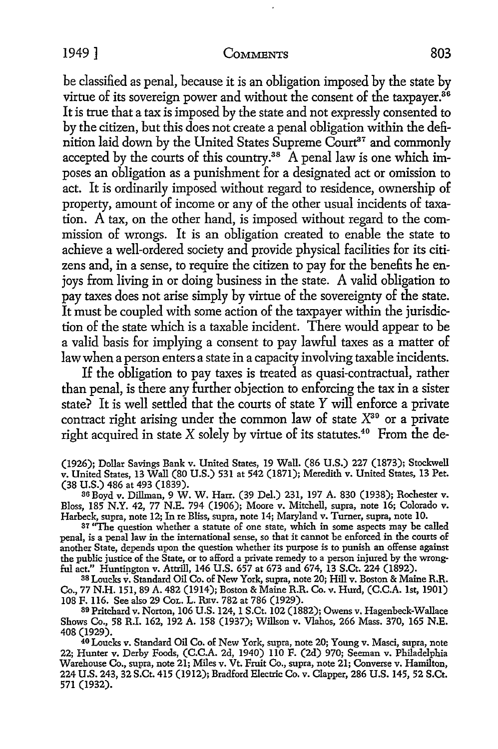be classified as penal, because it is an obligation imposed by the state by virtue of its sovereign power and without the consent of the taxpayer.[36] It is true that a tax is imposed by the state and not expressly consented to by the citizen, but this does not create a penal obligation within the definition laid down by the United States Supreme Court[37] and commonly accepted by the courts of this country.[38] A penal law is one which imposes an obligation as a punishment for a designated act or omission to act. It is ordinarily imposed without regard to residence, ownership of property, amount of income or any of the other usual incidents of taxation. A tax, on the other hand, is imposed without regard to the commission of wrongs. It is an obligation created to enable the state to achieve a well-ordered society and provide physical facilities for its citizens and, in a sense, to require the citizen to pay for the benefits he enjoys from living in or doing business in the state. A valid obligation to pay taxes does not arise simply by virtue of the sovereignty of the state. It must be coupled with some action of the taxpayer within the jurisdiction of the state which is a taxable incident. There would appear to be a valid basis for implying a consent to pay lawful taxes as a matter of law when a person enters a state in a capacity involving taxable incidents.

If the obligation to pay taxes is treated as quasi-contractual, rather than penal, is there any further objection to enforcing the tax in a sister state? It is well settled that the courts of state *Y* will enforce a private contract right arising under the common law of state *X*[39] or a private right acquired in state *X* solely by virtue of its statutes.[40] From the de-

(1926); Dollar Savings Bank v. United States, 19 Wall. (86 U.S.) 227 (1873); Stockwell v. United States, 13 Wall (80 U.S.) 531 at 542 (1871); Meredith v. United States, 13 Pet. (38 U.S.) 486 at 493 (1839).

[36] Boyd v. Dillman, 9 W. W. Harr. (39 Del.) 231, 197 A. 830 (1938); Rochester v. Bloss, 185 N.Y. 42, 77 N.E. 794 (1906); Moore v. Mitchell, supra, note 16; Colorado v. Harbeck, supra, note 12; In re Bliss, supra, note 14; Maryland v. Turner, supra, note 10.

[37] "The question whether a statute of one state, which in some aspects may be called penal, is a penal law in the international sense, so that it cannot be enforced in the courts of another State, depends upon the question whether its purpose is to punish an offense against the public justice of the State, or to afford a private remedy to a person injured by the wrongful act." Huntington v. Attrill, 146 U.S. 657 at 673 and 674, 13 S.Ct. 224 (1892).

[38] Loucks v. Standard Oil Co. of New York, supra, note 20; Hill v. Boston & Maine R.R. Co., 77 N.H. 151, 89 A. 482 (1914); Boston & Maine R.R. Co. v. Hurd, (C.C.A. 1st, 1901) 108 F. 116. See also 29 Col. L. Rev. 782 at 786 (1929).

[39] Pritchard v. Norton, 106 U.S. 124, 1 S.Ct. 102 (1882); Owens v. Hagenbeck-Wallace Shows Co., 58 R.I. 162, 192 A. 158 (1937); Willson v. Vlahos, 266 Mass. 370, 165 N.E. 408 (1929).

[40] Loucks v. Standard Oil Co. of New York, supra, note 20; Young v. Masci, supra, note 22; Hunter v. Derby Foods, (C.C.A. 2d, 1940) 110 F. (2d) 970; Seeman v. Philadelphia Warehouse Co., supra, note 21; Miles v. Vt. Fruit Co., supra, note 21; Converse v. Hamilton, 224 U.S. 243, 32 S.Ct. 415 (1912); Bradford Electric Co. v. Clapper, 286 U.S. 145, 52 S.Ct. 571 (1932).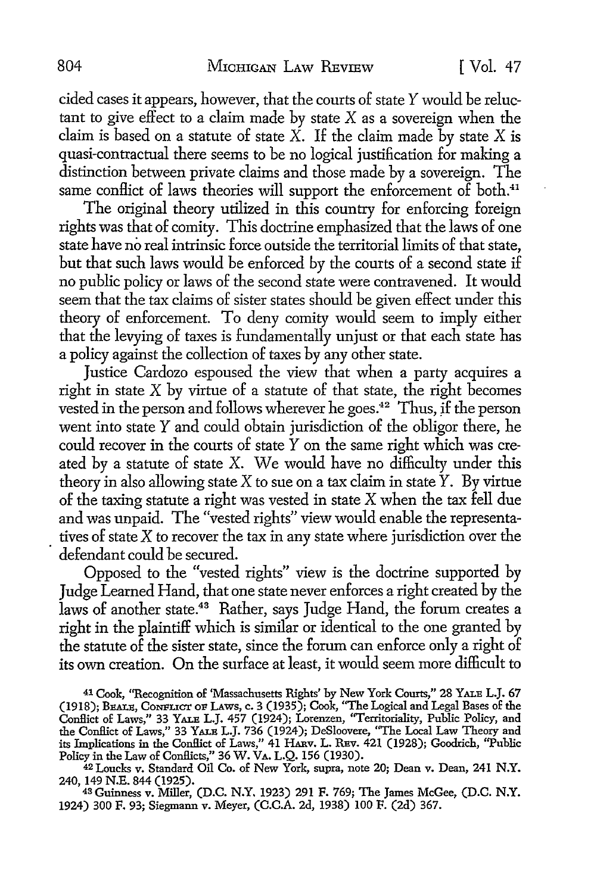cided cases it appears, however, that the courts of state Y would be reluctant to give effect to a claim made by state X as a sovereign when the claim is based on a statute of state X. If the claim made by state X is quasi-contractual there seems to be no logical justification for making a distinction between private claims and those made by a sovereign. The same conflict of laws theories will support the enforcement of both.[41]

The original theory utilized in this country for enforcing foreign rights was that of comity. This doctrine emphasized that the laws of one state have no real intrinsic force outside the territorial limits of that state, but that such laws would be enforced by the courts of a second state if no public policy or laws of the second state were contravened. It would seem that the tax claims of sister states should be given effect under this theory of enforcement. To deny comity would seem to imply either that the levying of taxes is fundamentally unjust or that each state has a policy against the collection of taxes by any other state.

Justice Cardozo espoused the view that when a party acquires a right in state X by virtue of a statute of that state, the right becomes vested in the person and follows wherever he goes.[42] Thus, if the person went into state Y and could obtain jurisdiction of the obligor there, he could recover in the courts of state Y on the same right which was created by a statute of state X. We would have no difficulty under this theory in also allowing state X to sue on a tax claim in state Y. By virtue of the taxing statute a right was vested in state X when the tax fell due and was unpaid. The "vested rights" view would enable the representatives of state X to recover the tax in any state where jurisdiction over the defendant could be secured.

Opposed to the "vested rights" view is the doctrine supported by Judge Learned Hand, that one state never enforces a right created by the laws of another state.[43] Rather, says Judge Hand, the forum creates a right in the plaintiff which is similar or identical to the one granted by the statute of the sister state, since the forum can enforce only a right of its own creation. On the surface at least, it would seem more difficult to

[41] Cook, "Recognition of 'Massachusetts Rights' by New York Courts," 28 YALE L.J. 67 (1918); BEALE, CONFLICT OF LAWS, c. 3 (1935); Cook, "The Logical and Legal Bases of the Conflict of Laws," 33 YALE L.J. 457 (1924); Lorenzen, "Territoriality, Public Policy, and the Conflict of Laws," 33 YALE L.J. 736 (1924); DeSloovere, "The Local Law Theory and its Implications in the Conflict of Laws," 41 HARV. L. REV. 421 (1928); Goodrich, "Public Policy in the Law of Conflicts," 36 W. VA. L.Q. 156 (1930).

[42] Loucks v. Standard Oil Co. of New York, supra, note 20; Dean v. Dean, 241 N.Y. 240, 149 N.E. 844 (1925).

[43] Guinness v. Miller, (D.C. N.Y. 1923) 291 F. 769; The James McGee, (D.C. N.Y. 1924) 300 F. 93; Siegmann v. Meyer, (C.C.A. 2d, 1938) 100 F. (2d) 367.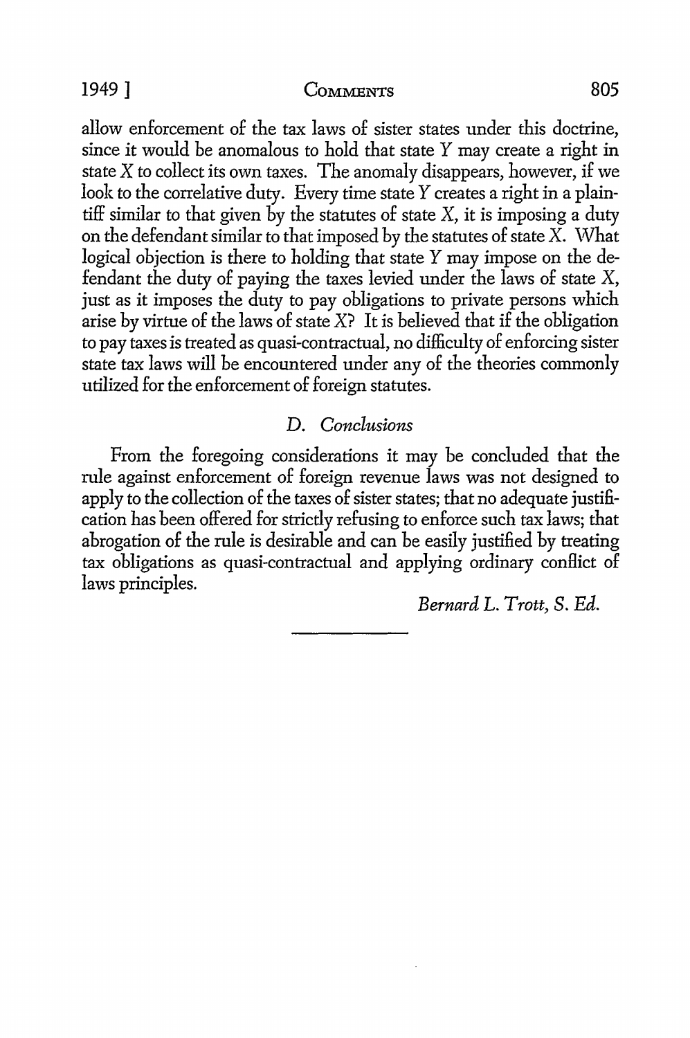allow enforcement of the tax laws of sister states under this doctrine, since it would be anomalous to hold that state Y may create a right in state X to collect its own taxes. The anomaly disappears, however, if we look to the correlative duty. Every time state Y creates a right in a plaintiff similar to that given by the statutes of state X, it is imposing a duty on the defendant similar to that imposed by the statutes of state X. What logical objection is there to holding that state Y may impose on the defendant the duty of paying the taxes levied under the laws of state X, just as it imposes the duty to pay obligations to private persons which arise by virtue of the laws of state X? It is believed that if the obligation to pay taxes is treated as quasi-contractual, no difficulty of enforcing sister state tax laws will be encountered under any of the theories commonly utilized for the enforcement of foreign statutes.

### *D. Conclusions*

From the foregoing considerations it may be concluded that the rule against enforcement of foreign revenue laws was not designed to apply to the collection of the taxes of sister states; that no adequate justification has been offered for strictly refusing to enforce such tax laws; that abrogation of the rule is desirable and can be easily justified by treating tax obligations as quasi-contractual and applying ordinary conflict of laws principles.

*Bernard L. Trott, S. Ed.*